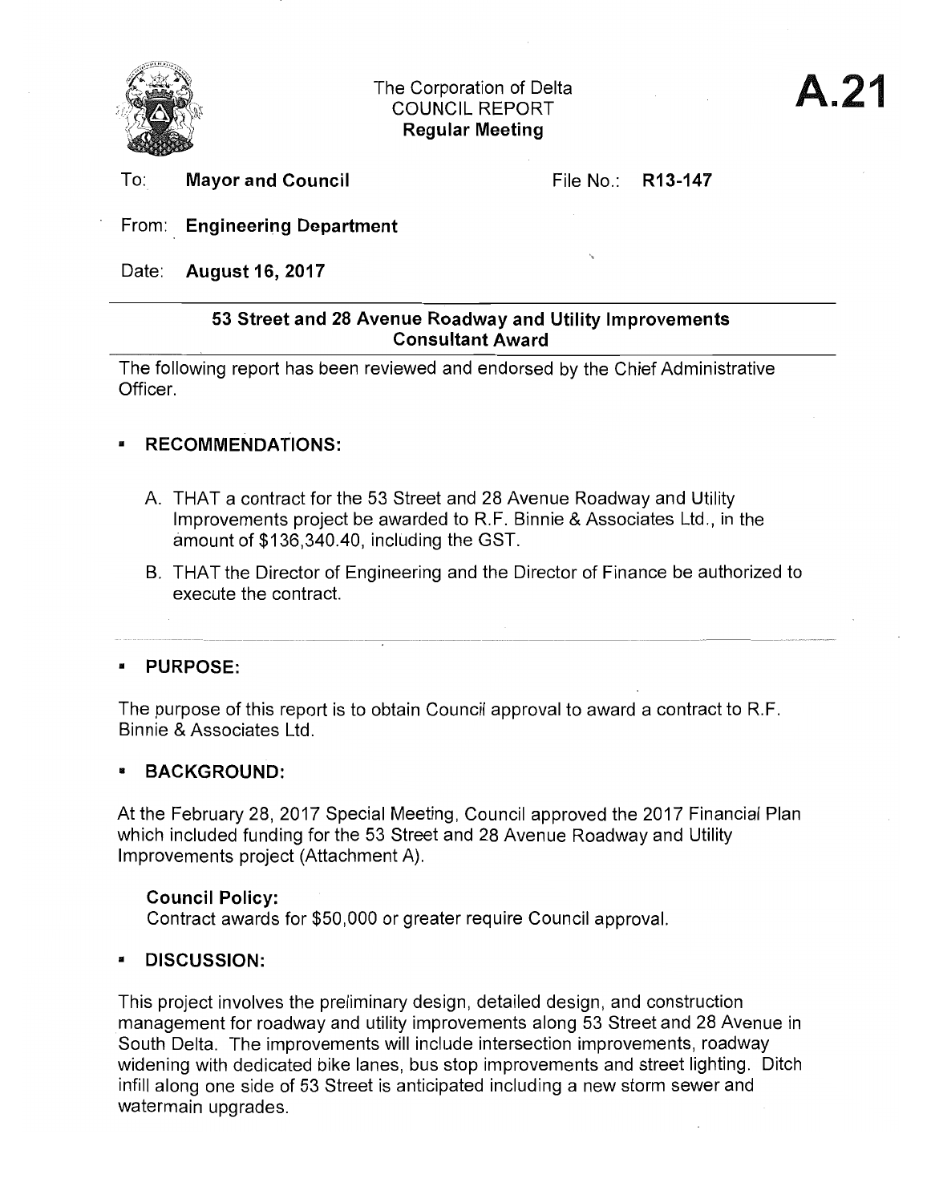The Corporation of Delta
COUNCIL REPORT
**Regular Meeting**

# A.21

To: **Mayor and Council** File No.: **R13-147**

From: **Engineering Department**

Date: **August 16, 2017**

## 53 Street and 28 Avenue Roadway and Utility Improvements Consultant Award

The following report has been reviewed and endorsed by the Chief Administrative Officer.

## ▪ RECOMMENDATIONS:

A. THAT a contract for the 53 Street and 28 Avenue Roadway and Utility Improvements project be awarded to R.F. Binnie & Associates Ltd., in the amount of $136,340.40, including the GST.

B. THAT the Director of Engineering and the Director of Finance be authorized to execute the contract.

## ▪ PURPOSE:

The purpose of this report is to obtain Council approval to award a contract to R.F. Binnie & Associates Ltd.

## ▪ BACKGROUND:

At the February 28, 2017 Special Meeting, Council approved the 2017 Financial Plan which included funding for the 53 Street and 28 Avenue Roadway and Utility Improvements project (Attachment A).

**Council Policy:**
Contract awards for $50,000 or greater require Council approval.

## ▪ DISCUSSION:

This project involves the preliminary design, detailed design, and construction management for roadway and utility improvements along 53 Street and 28 Avenue in South Delta. The improvements will include intersection improvements, roadway widening with dedicated bike lanes, bus stop improvements and street lighting. Ditch infill along one side of 53 Street is anticipated including a new storm sewer and watermain upgrades.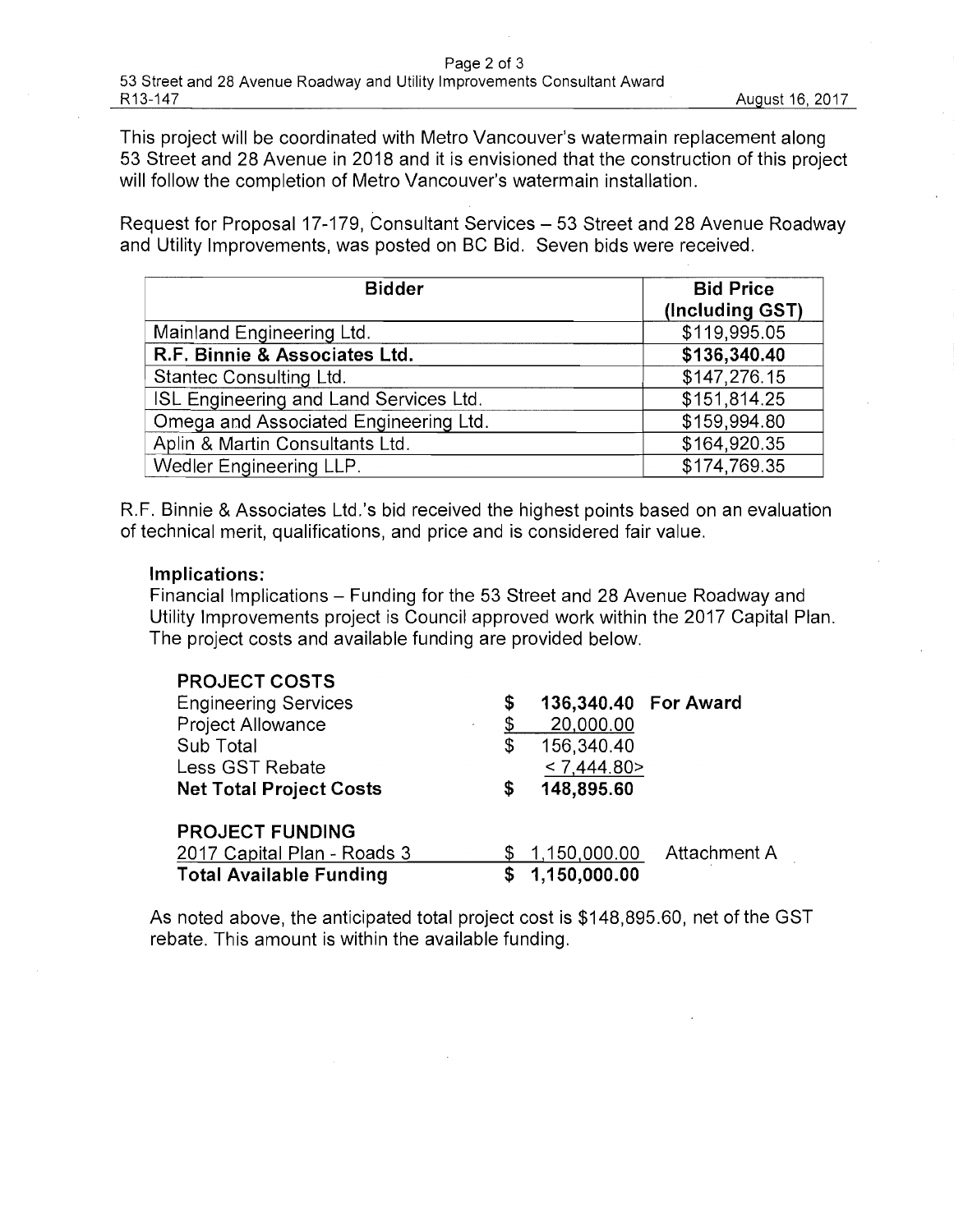This project will be coordinated with Metro Vancouver's watermain replacement along 53 Street and 28 Avenue in 2018 and it is envisioned that the construction of this project will follow the completion of Metro Vancouver's watermain installation.

Request for Proposal 17-179, Consultant Services – 53 Street and 28 Avenue Roadway and Utility Improvements, was posted on BC Bid. Seven bids were received.

| Bidder | Bid Price (Including GST) |
|---|---|
| Mainland Engineering Ltd. | $119,995.05 |
| **R.F. Binnie & Associates Ltd.** | **$136,340.40** |
| Stantec Consulting Ltd. | $147,276.15 |
| ISL Engineering and Land Services Ltd. | $151,814.25 |
| Omega and Associated Engineering Ltd. | $159,994.80 |
| Aplin & Martin Consultants Ltd. | $164,920.35 |
| Wedler Engineering LLP. | $174,769.35 |

R.F. Binnie & Associates Ltd.'s bid received the highest points based on an evaluation of technical merit, qualifications, and price and is considered fair value.

**Implications:**

Financial Implications – Funding for the 53 Street and 28 Avenue Roadway and Utility Improvements project is Council approved work within the 2017 Capital Plan. The project costs and available funding are provided below.

| **PROJECT COSTS** | | |
|---|---|---|
| Engineering Services | $ **136,340.40** | **For Award** |
| Project Allowance | $ 20,000.00 | |
| Sub Total | $ 156,340.40 | |
| Less GST Rebate | < 7,444.80> | |
| **Net Total Project Costs** | **$ 148,895.60** | |
| | | |
| **PROJECT FUNDING** | | |
| 2017 Capital Plan - Roads 3 | $ 1,150,000.00 | Attachment A |
| **Total Available Funding** | **$ 1,150,000.00** | |

As noted above, the anticipated total project cost is $148,895.60, net of the GST rebate. This amount is within the available funding.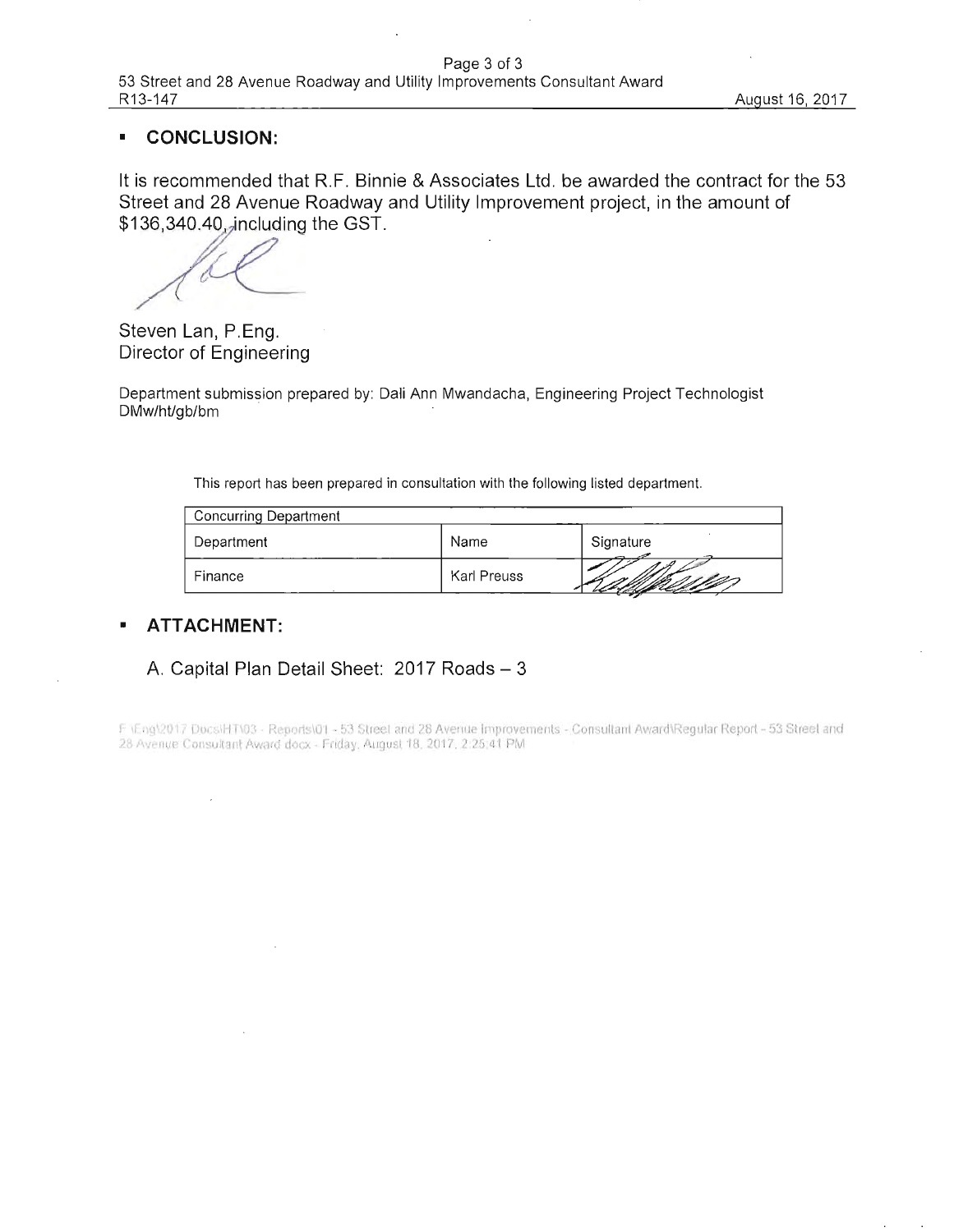- **CONCLUSION:**

It is recommended that R.F. Binnie & Associates Ltd. be awarded the contract for the 53 Street and 28 Avenue Roadway and Utility Improvement project, in the amount of $136,340.40, including the GST.

Steven Lan, P.Eng.
Director of Engineering

Department submission prepared by: Dali Ann Mwandacha, Engineering Project Technologist
DMw/ht/gb/bm

This report has been prepared in consultation with the following listed department.

| Concurring Department | | |
|---|---|---|
| Department | Name | Signature |
| Finance | Karl Preuss | |

- **ATTACHMENT:**

A. Capital Plan Detail Sheet: 2017 Roads – 3

F:\Eng\2017 Docs\HT\03 - Reports\01 - 53 Street and 28 Avenue Improvements - Consultant Award\Regular Report - 53 Street and 28 Avenue Consultant Award.docx - Friday, August 18, 2017, 2:25:41 PM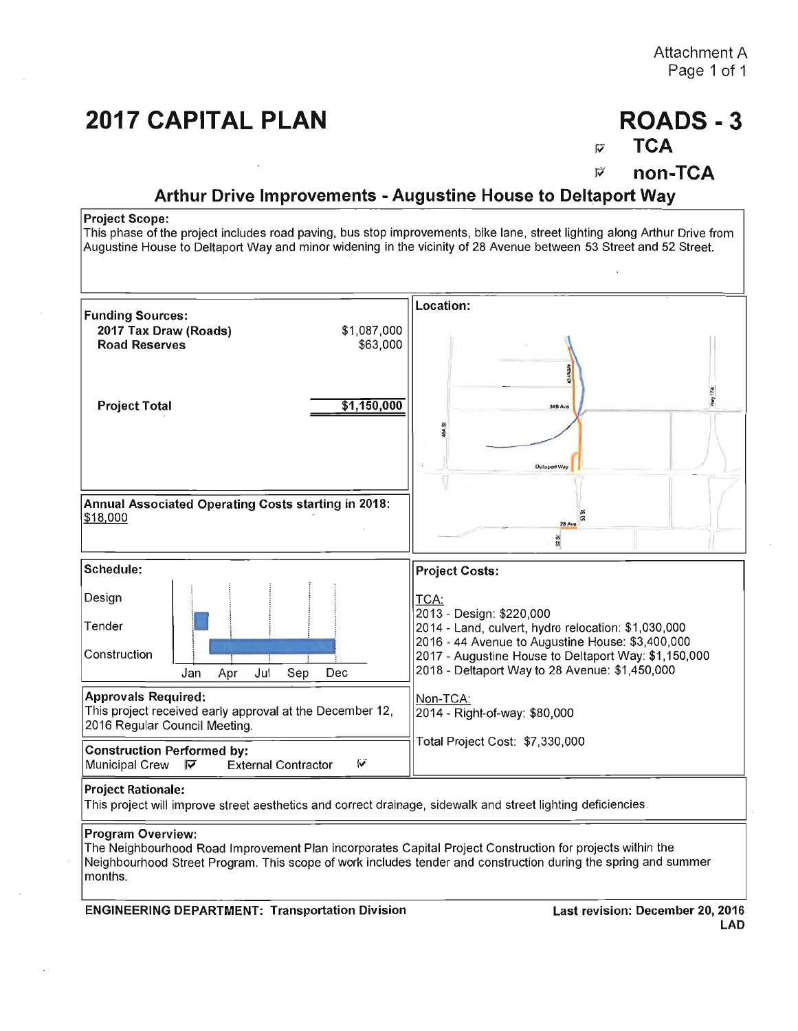Attachment A

# 2017 CAPITAL PLAN

# ROADS - 3

☑ **TCA**

☑ **non-TCA**

## Arthur Drive Improvements - Augustine House to Deltaport Way

**Project Scope:**
This phase of the project includes road paving, bus stop improvements, bike lane, street lighting along Arthur Drive from Augustine House to Deltaport Way and minor widening in the vicinity of 28 Avenue between 53 Street and 52 Street.

**Funding Sources:**

| | |
|---|---|
| **2017 Tax Draw (Roads)** | $1,087,000 |
| **Road Reserves** | $63,000 |
| **Project Total** | **$1,150,000** |

**Location:**

Arthur Dr

34B Ave

Hwy 17A

46A St

Deltaport Way

28 Ave

53 St

52 St

**Annual Associated Operating Costs starting in 2018:**
$18,000

**Schedule:**

Design

Tender

Construction

Jan Apr Jul Sep Dec

**Project Costs:**

TCA:
2013 - Design: $220,000
2014 - Land, culvert, hydro relocation: $1,030,000
2016 - 44 Avenue to Augustine House: $3,400,000
2017 - Augustine House to Deltaport Way: $1,150,000
2018 - Deltaport Way to 28 Avenue: $1,450,000

Non-TCA:
2014 - Right-of-way: $80,000

Total Project Cost: $7,330,000

**Approvals Required:**
This project received early approval at the December 12, 2016 Regular Council Meeting.

**Construction Performed by:**
Municipal Crew ☑ External Contractor ☑

**Project Rationale:**
This project will improve street aesthetics and correct drainage, sidewalk and street lighting deficiencies.

**Program Overview:**
The Neighbourhood Road Improvement Plan incorporates Capital Project Construction for projects within the Neighbourhood Street Program. This scope of work includes tender and construction during the spring and summer months.

**ENGINEERING DEPARTMENT: Transportation Division**

**Last revision: December 20, 2016**
**LAD**